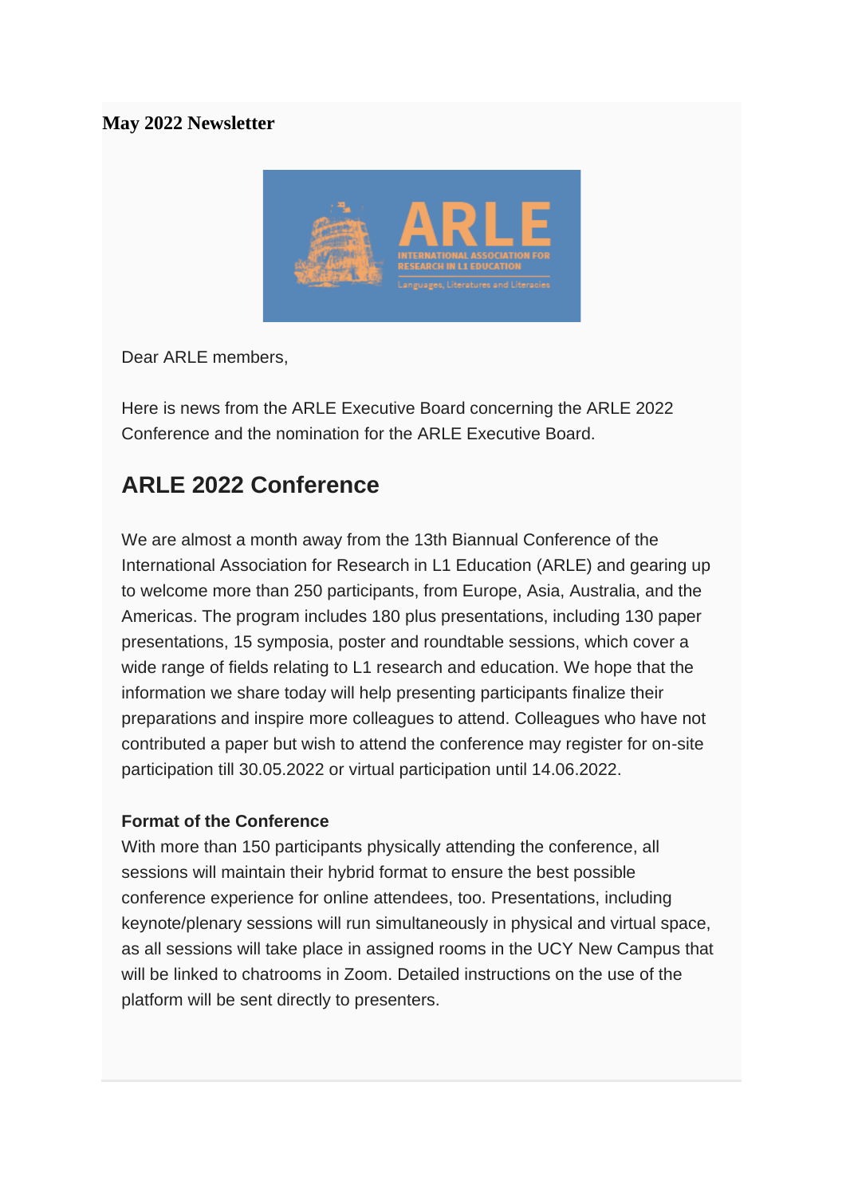**May 2022 Newsletter**

Dear ARLE members,

Here is news from the ARLE Executive Board concerning the ARLE 2022 Conference and the nomination for the ARLE Executive Board.

## ARLE 2022 Conference

We are almost a month away from the 13th Biannual Conference of the International Association for Research in L1 Education (ARLE) and gearing up to welcome more than 250 participants, from Europe, Asia, Australia, and the Americas. The program includes 180 plus presentations, including 130 paper presentations, 15 symposia, poster and roundtable sessions, which cover a wide range of fields relating to L1 research and education. We hope that the information we share today will help presenting participants finalize their preparations and inspire more colleagues to attend. Colleagues who have not contributed a paper but wish to attend the conference may register for on-site participation till 30.05.2022 or virtual participation until 14.06.2022.

**Format of the Conference**

With more than 150 participants physically attending the conference, all sessions will maintain their hybrid format to ensure the best possible conference experience for online attendees, too. Presentations, including keynote/plenary sessions will run simultaneously in physical and virtual space, as all sessions will take place in assigned rooms in the UCY New Campus that will be linked to chatrooms in Zoom. Detailed instructions on the use of the platform will be sent directly to presenters.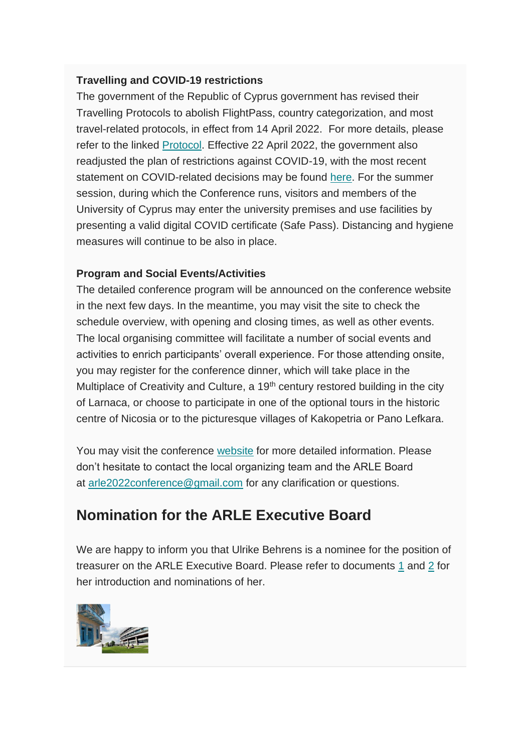**Travelling and COVID-19 restrictions**

The government of the Republic of Cyprus government has revised their Travelling Protocols to abolish FlightPass, country categorization, and most travel-related protocols, in effect from 14 April 2022. For more details, please refer to the linked Protocol. Effective 22 April 2022, the government also readjusted the plan of restrictions against COVID-19, with the most recent statement on COVID-related decisions may be found here. For the summer session, during which the Conference runs, visitors and members of the University of Cyprus may enter the university premises and use facilities by presenting a valid digital COVID certificate (Safe Pass). Distancing and hygiene measures will continue to be also in place.

**Program and Social Events/Activities**

The detailed conference program will be announced on the conference website in the next few days. In the meantime, you may visit the site to check the schedule overview, with opening and closing times, as well as other events. The local organising committee will facilitate a number of social events and activities to enrich participants' overall experience. For those attending onsite, you may register for the conference dinner, which will take place in the Multiplace of Creativity and Culture, a 19th century restored building in the city of Larnaca, or choose to participate in one of the optional tours in the historic centre of Nicosia or to the picturesque villages of Kakopetria or Pano Lefkara.

You may visit the conference website for more detailed information. Please don't hesitate to contact the local organizing team and the ARLE Board at arle2022conference@gmail.com for any clarification or questions.

## Nomination for the ARLE Executive Board

We are happy to inform you that Ulrike Behrens is a nominee for the position of treasurer on the ARLE Executive Board. Please refer to documents 1 and 2 for her introduction and nominations of her.